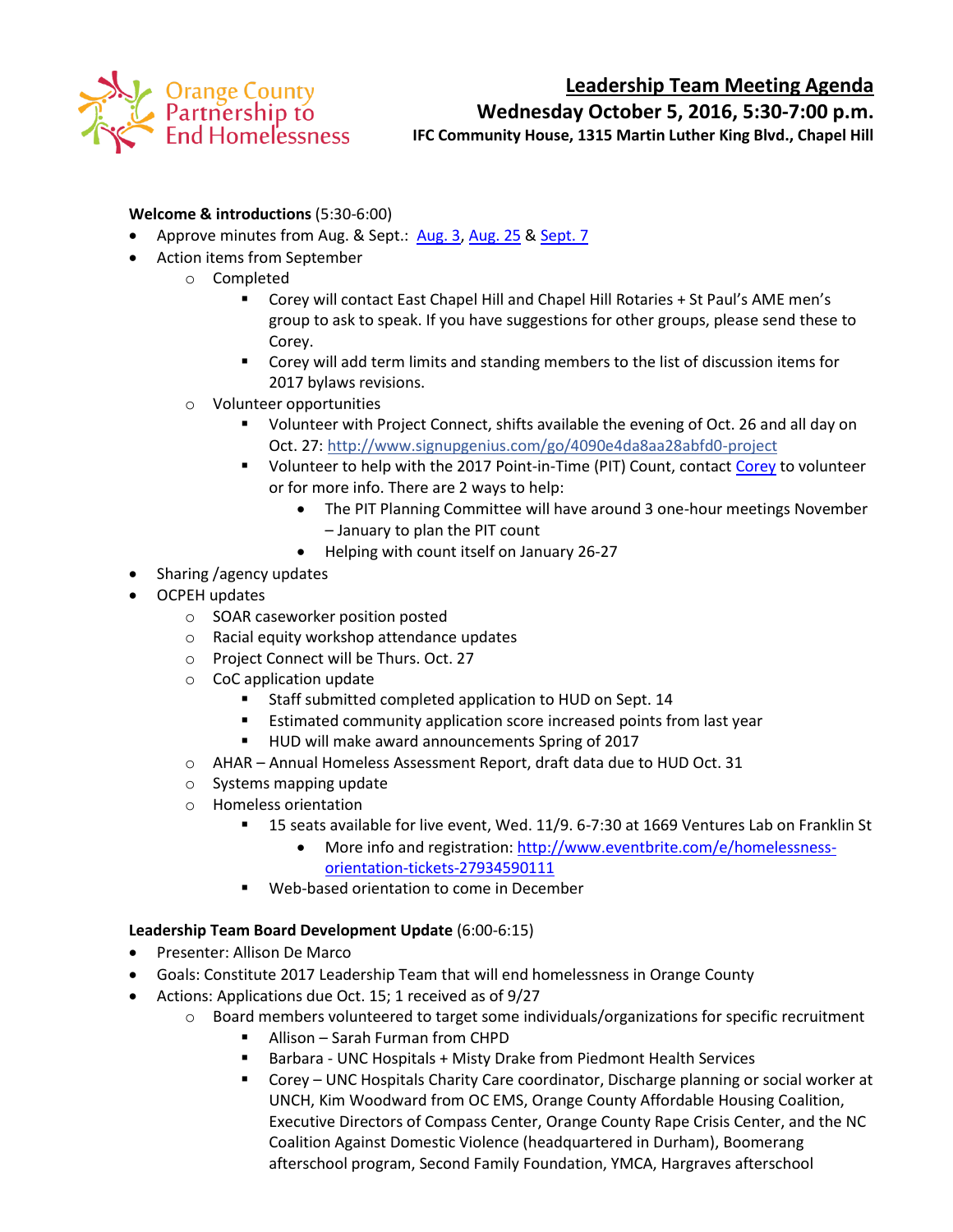Orange County Partnership to End Homelessness

# Leadership Team Meeting Agenda

## Wednesday October 5, 2016, 5:30-7:00 p.m.

**IFC Community House, 1315 Martin Luther King Blvd., Chapel Hill**

**Welcome & introductions** (5:30-6:00)

- Approve minutes from Aug. & Sept.: [Aug. 3](), [Aug. 25]() & [Sept. 7]()
- Action items from September
  - Completed
    - Corey will contact East Chapel Hill and Chapel Hill Rotaries + St Paul's AME men's group to ask to speak. If you have suggestions for other groups, please send these to Corey.
    - Corey will add term limits and standing members to the list of discussion items for 2017 bylaws revisions.
  - Volunteer opportunities
    - Volunteer with Project Connect, shifts available the evening of Oct. 26 and all day on Oct. 27: http://www.signupgenius.com/go/4090e4da8aa28abfd0-project
    - Volunteer to help with the 2017 Point-in-Time (PIT) Count, contact [Corey]() to volunteer or for more info. There are 2 ways to help:
      - The PIT Planning Committee will have around 3 one-hour meetings November – January to plan the PIT count
      - Helping with count itself on January 26-27
- Sharing /agency updates
- OCPEH updates
  - SOAR caseworker position posted
  - Racial equity workshop attendance updates
  - Project Connect will be Thurs. Oct. 27
  - CoC application update
    - Staff submitted completed application to HUD on Sept. 14
    - Estimated community application score increased points from last year
    - HUD will make award announcements Spring of 2017
  - AHAR – Annual Homeless Assessment Report, draft data due to HUD Oct. 31
  - Systems mapping update
  - Homeless orientation
    - 15 seats available for live event, Wed. 11/9. 6-7:30 at 1669 Ventures Lab on Franklin St
      - More info and registration: http://www.eventbrite.com/e/homelessness-orientation-tickets-27934590111
    - Web-based orientation to come in December

**Leadership Team Board Development Update** (6:00-6:15)

- Presenter: Allison De Marco
- Goals: Constitute 2017 Leadership Team that will end homelessness in Orange County
- Actions: Applications due Oct. 15; 1 received as of 9/27
  - Board members volunteered to target some individuals/organizations for specific recruitment
    - Allison – Sarah Furman from CHPD
    - Barbara - UNC Hospitals + Misty Drake from Piedmont Health Services
    - Corey – UNC Hospitals Charity Care coordinator, Discharge planning or social worker at UNCH, Kim Woodward from OC EMS, Orange County Affordable Housing Coalition, Executive Directors of Compass Center, Orange County Rape Crisis Center, and the NC Coalition Against Domestic Violence (headquartered in Durham), Boomerang afterschool program, Second Family Foundation, YMCA, Hargraves afterschool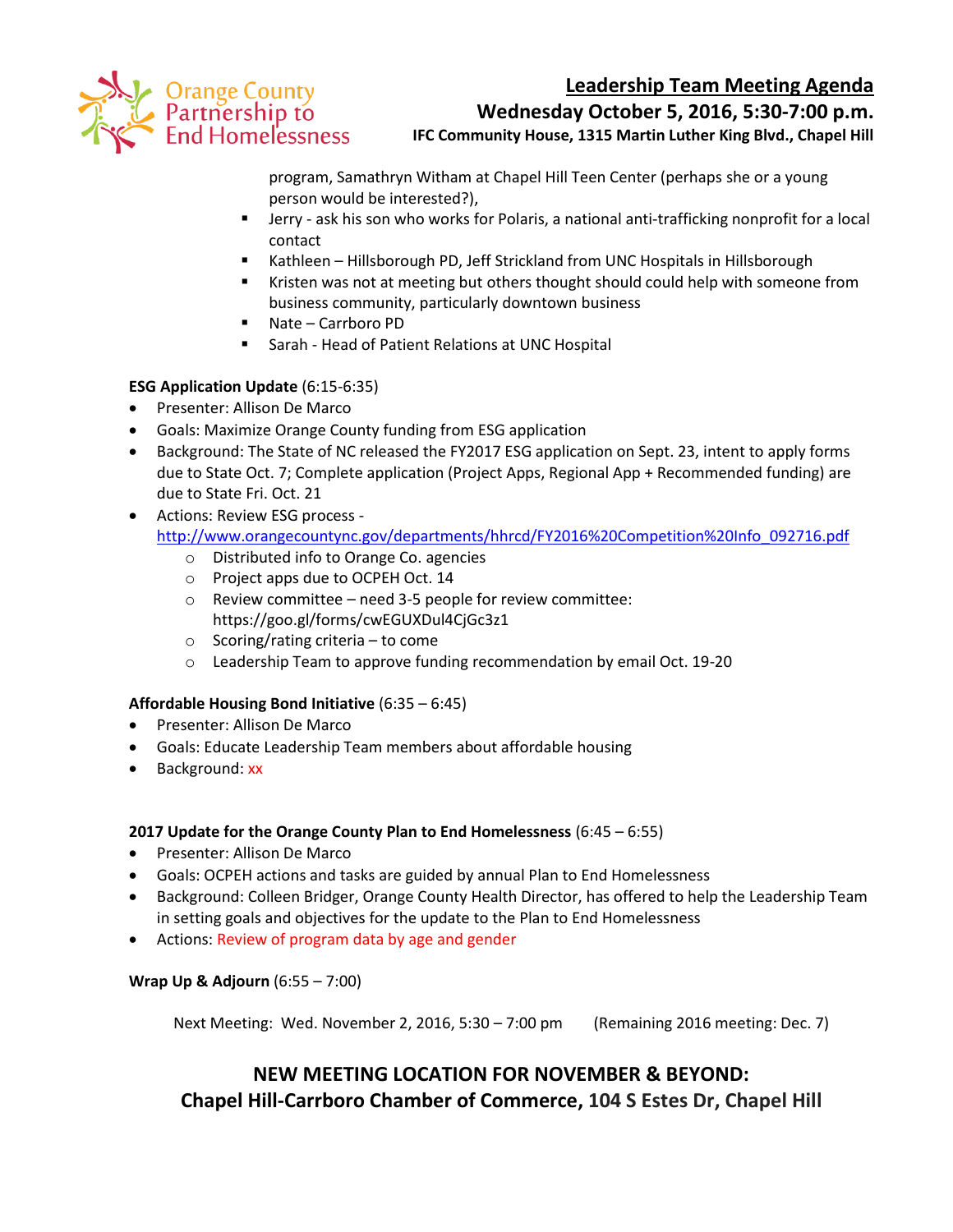program, Samathryn Witham at Chapel Hill Teen Center (perhaps she or a young person would be interested?),

  - Jerry - ask his son who works for Polaris, a national anti-trafficking nonprofit for a local contact
  - Kathleen – Hillsborough PD, Jeff Strickland from UNC Hospitals in Hillsborough
  - Kristen was not at meeting but others thought should could help with someone from business community, particularly downtown business
  - Nate – Carrboro PD
  - Sarah - Head of Patient Relations at UNC Hospital

**ESG Application Update** (6:15-6:35)

- Presenter: Allison De Marco
- Goals: Maximize Orange County funding from ESG application
- Background: The State of NC released the FY2017 ESG application on Sept. 23, intent to apply forms due to State Oct. 7; Complete application (Project Apps, Regional App + Recommended funding) are due to State Fri. Oct. 21
- Actions: Review ESG process - http://www.orangecountync.gov/departments/hhrcd/FY2016%20Competition%20Info_092716.pdf
  - Distributed info to Orange Co. agencies
  - Project apps due to OCPEH Oct. 14
  - Review committee – need 3-5 people for review committee: https://goo.gl/forms/cwEGUXDul4CjGc3z1
  - Scoring/rating criteria – to come
  - Leadership Team to approve funding recommendation by email Oct. 19-20

**Affordable Housing Bond Initiative** (6:35 – 6:45)

- Presenter: Allison De Marco
- Goals: Educate Leadership Team members about affordable housing
- Background: xx

**2017 Update for the Orange County Plan to End Homelessness** (6:45 – 6:55)

- Presenter: Allison De Marco
- Goals: OCPEH actions and tasks are guided by annual Plan to End Homelessness
- Background: Colleen Bridger, Orange County Health Director, has offered to help the Leadership Team in setting goals and objectives for the update to the Plan to End Homelessness
- Actions: Review of program data by age and gender

**Wrap Up & Adjourn** (6:55 – 7:00)

Next Meeting: Wed. November 2, 2016, 5:30 – 7:00 pm (Remaining 2016 meeting: Dec. 7)

**NEW MEETING LOCATION FOR NOVEMBER & BEYOND:**
**Chapel Hill-Carrboro Chamber of Commerce, 104 S Estes Dr, Chapel Hill**